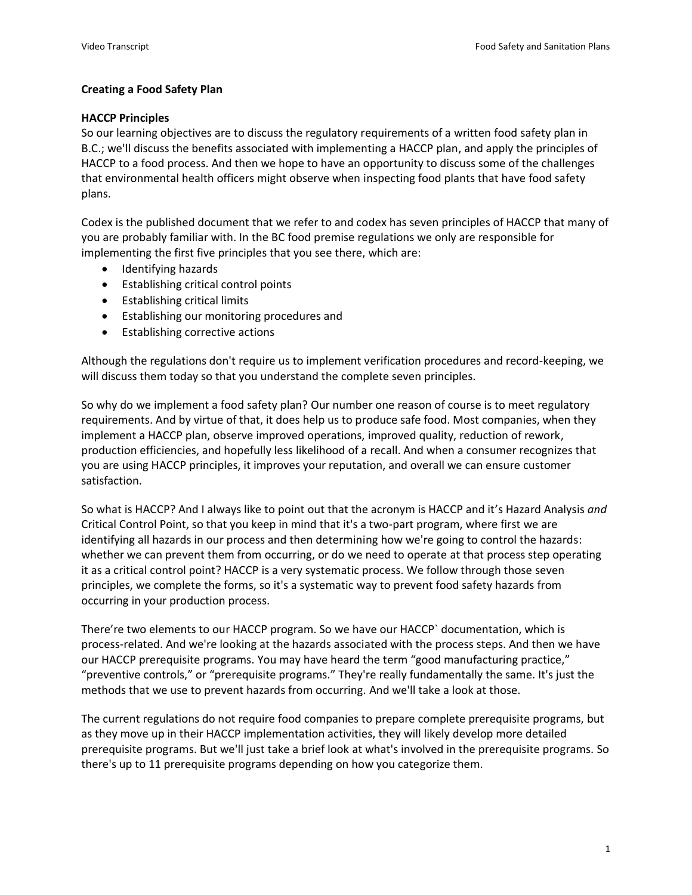### Creating a Food Safety Plan

### HACCP Principles

So our learning objectives are to discuss the regulatory requirements of a written food safety plan in B.C.; we'll discuss the benefits associated with implementing a HACCP plan, and apply the principles of HACCP to a food process. And then we hope to have an opportunity to discuss some of the challenges that environmental health officers might observe when inspecting food plants that have food safety plans.

Codex is the published document that we refer to and codex has seven principles of HACCP that many of you are probably familiar with. In the BC food premise regulations we only are responsible for implementing the first five principles that you see there, which are:

- Identifying hazards
- Establishing critical control points
- Establishing critical limits
- Establishing our monitoring procedures and
- Establishing corrective actions

Although the regulations don't require us to implement verification procedures and record-keeping, we will discuss them today so that you understand the complete seven principles.

So why do we implement a food safety plan? Our number one reason of course is to meet regulatory requirements. And by virtue of that, it does help us to produce safe food. Most companies, when they implement a HACCP plan, observe improved operations, improved quality, reduction of rework, production efficiencies, and hopefully less likelihood of a recall. And when a consumer recognizes that you are using HACCP principles, it improves your reputation, and overall we can ensure customer satisfaction.

So what is HACCP? And I always like to point out that the acronym is HACCP and it's Hazard Analysis *and* Critical Control Point, so that you keep in mind that it's a two-part program, where first we are identifying all hazards in our process and then determining how we're going to control the hazards: whether we can prevent them from occurring, or do we need to operate at that process step operating it as a critical control point? HACCP is a very systematic process. We follow through those seven principles, we complete the forms, so it's a systematic way to prevent food safety hazards from occurring in your production process.

There're two elements to our HACCP program. So we have our HACCP` documentation, which is process-related. And we're looking at the hazards associated with the process steps. And then we have our HACCP prerequisite programs. You may have heard the term "good manufacturing practice," "preventive controls," or "prerequisite programs." They're really fundamentally the same. It's just the methods that we use to prevent hazards from occurring. And we'll take a look at those.

The current regulations do not require food companies to prepare complete prerequisite programs, but as they move up in their HACCP implementation activities, they will likely develop more detailed prerequisite programs. But we'll just take a brief look at what's involved in the prerequisite programs. So there's up to 11 prerequisite programs depending on how you categorize them.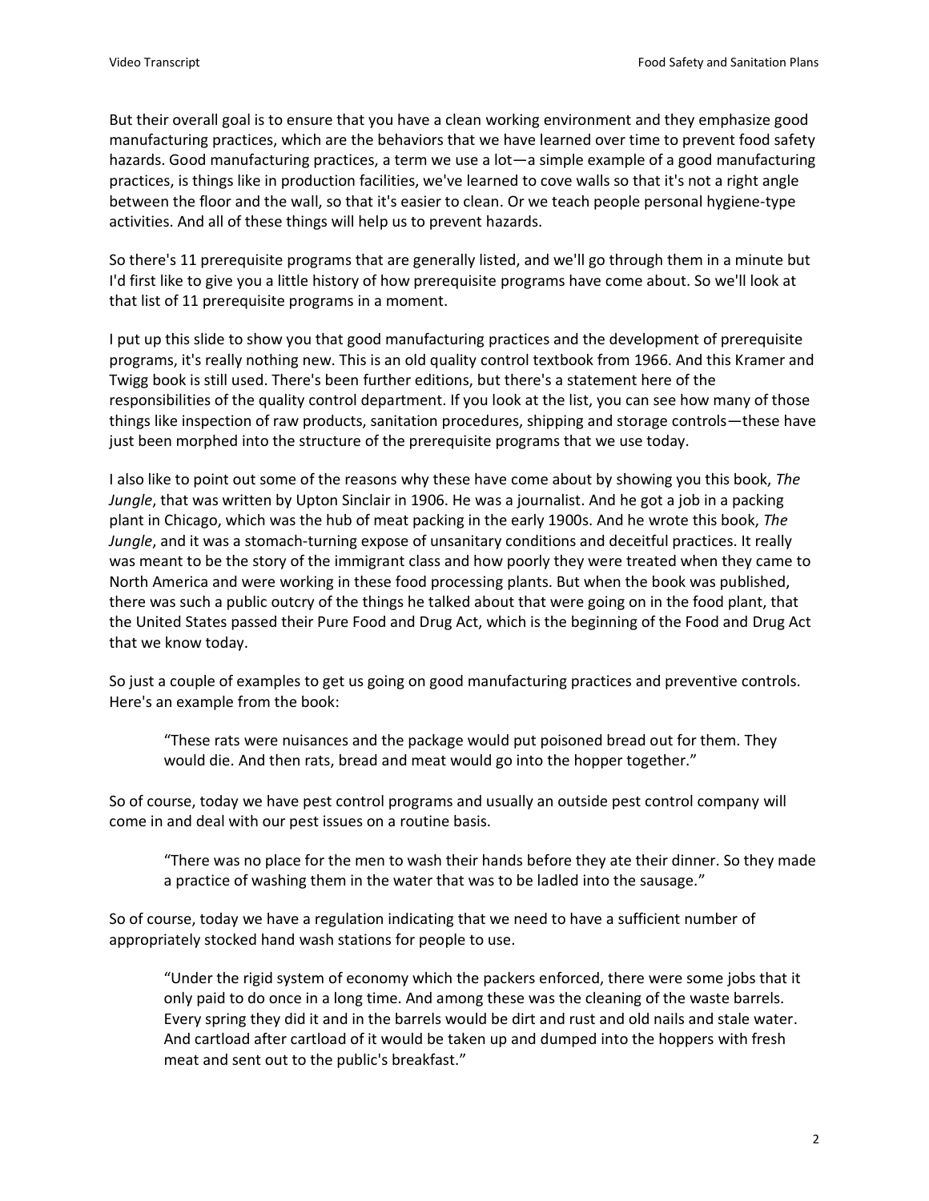But their overall goal is to ensure that you have a clean working environment and they emphasize good manufacturing practices, which are the behaviors that we have learned over time to prevent food safety hazards. Good manufacturing practices, a term we use a lot—a simple example of a good manufacturing practices, is things like in production facilities, we've learned to cove walls so that it's not a right angle between the floor and the wall, so that it's easier to clean. Or we teach people personal hygiene-type activities. And all of these things will help us to prevent hazards.

So there's 11 prerequisite programs that are generally listed, and we'll go through them in a minute but I'd first like to give you a little history of how prerequisite programs have come about. So we'll look at that list of 11 prerequisite programs in a moment.

I put up this slide to show you that good manufacturing practices and the development of prerequisite programs, it's really nothing new. This is an old quality control textbook from 1966. And this Kramer and Twigg book is still used. There's been further editions, but there's a statement here of the responsibilities of the quality control department. If you look at the list, you can see how many of those things like inspection of raw products, sanitation procedures, shipping and storage controls—these have just been morphed into the structure of the prerequisite programs that we use today.

I also like to point out some of the reasons why these have come about by showing you this book, *The Jungle*, that was written by Upton Sinclair in 1906. He was a journalist. And he got a job in a packing plant in Chicago, which was the hub of meat packing in the early 1900s. And he wrote this book, *The Jungle*, and it was a stomach-turning expose of unsanitary conditions and deceitful practices. It really was meant to be the story of the immigrant class and how poorly they were treated when they came to North America and were working in these food processing plants. But when the book was published, there was such a public outcry of the things he talked about that were going on in the food plant, that the United States passed their Pure Food and Drug Act, which is the beginning of the Food and Drug Act that we know today.

So just a couple of examples to get us going on good manufacturing practices and preventive controls. Here's an example from the book:

> "These rats were nuisances and the package would put poisoned bread out for them. They would die. And then rats, bread and meat would go into the hopper together."

So of course, today we have pest control programs and usually an outside pest control company will come in and deal with our pest issues on a routine basis.

> "There was no place for the men to wash their hands before they ate their dinner. So they made a practice of washing them in the water that was to be ladled into the sausage."

So of course, today we have a regulation indicating that we need to have a sufficient number of appropriately stocked hand wash stations for people to use.

> "Under the rigid system of economy which the packers enforced, there were some jobs that it only paid to do once in a long time. And among these was the cleaning of the waste barrels. Every spring they did it and in the barrels would be dirt and rust and old nails and stale water. And cartload after cartload of it would be taken up and dumped into the hoppers with fresh meat and sent out to the public's breakfast."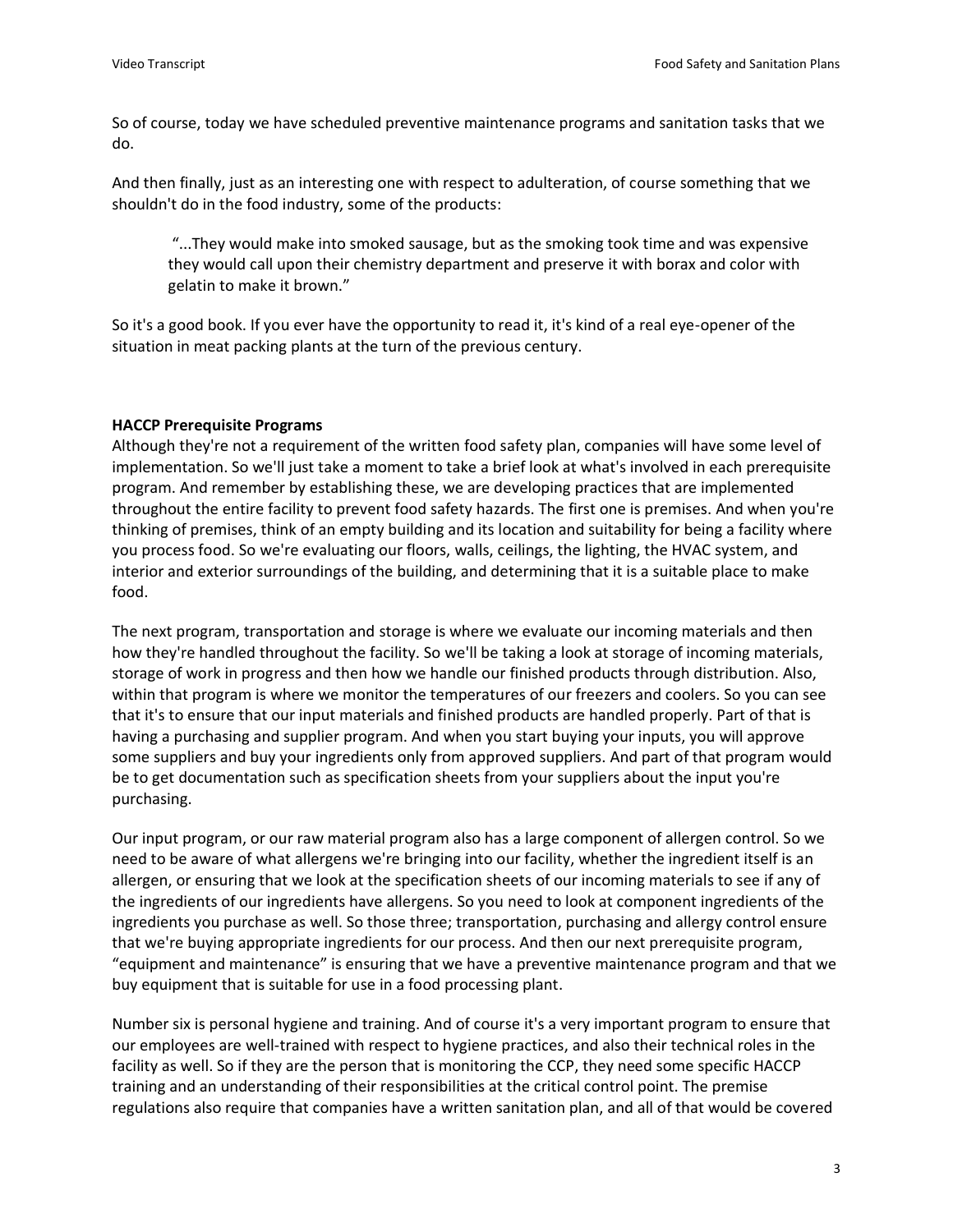So of course, today we have scheduled preventive maintenance programs and sanitation tasks that we do.

And then finally, just as an interesting one with respect to adulteration, of course something that we shouldn't do in the food industry, some of the products:

> "...They would make into smoked sausage, but as the smoking took time and was expensive they would call upon their chemistry department and preserve it with borax and color with gelatin to make it brown."

So it's a good book. If you ever have the opportunity to read it, it's kind of a real eye-opener of the situation in meat packing plants at the turn of the previous century.

**HACCP Prerequisite Programs**

Although they're not a requirement of the written food safety plan, companies will have some level of implementation. So we'll just take a moment to take a brief look at what's involved in each prerequisite program. And remember by establishing these, we are developing practices that are implemented throughout the entire facility to prevent food safety hazards. The first one is premises. And when you're thinking of premises, think of an empty building and its location and suitability for being a facility where you process food. So we're evaluating our floors, walls, ceilings, the lighting, the HVAC system, and interior and exterior surroundings of the building, and determining that it is a suitable place to make food.

The next program, transportation and storage is where we evaluate our incoming materials and then how they're handled throughout the facility. So we'll be taking a look at storage of incoming materials, storage of work in progress and then how we handle our finished products through distribution. Also, within that program is where we monitor the temperatures of our freezers and coolers. So you can see that it's to ensure that our input materials and finished products are handled properly. Part of that is having a purchasing and supplier program. And when you start buying your inputs, you will approve some suppliers and buy your ingredients only from approved suppliers. And part of that program would be to get documentation such as specification sheets from your suppliers about the input you're purchasing.

Our input program, or our raw material program also has a large component of allergen control. So we need to be aware of what allergens we're bringing into our facility, whether the ingredient itself is an allergen, or ensuring that we look at the specification sheets of our incoming materials to see if any of the ingredients of our ingredients have allergens. So you need to look at component ingredients of the ingredients you purchase as well. So those three; transportation, purchasing and allergy control ensure that we're buying appropriate ingredients for our process. And then our next prerequisite program, "equipment and maintenance" is ensuring that we have a preventive maintenance program and that we buy equipment that is suitable for use in a food processing plant.

Number six is personal hygiene and training. And of course it's a very important program to ensure that our employees are well-trained with respect to hygiene practices, and also their technical roles in the facility as well. So if they are the person that is monitoring the CCP, they need some specific HACCP training and an understanding of their responsibilities at the critical control point. The premise regulations also require that companies have a written sanitation plan, and all of that would be covered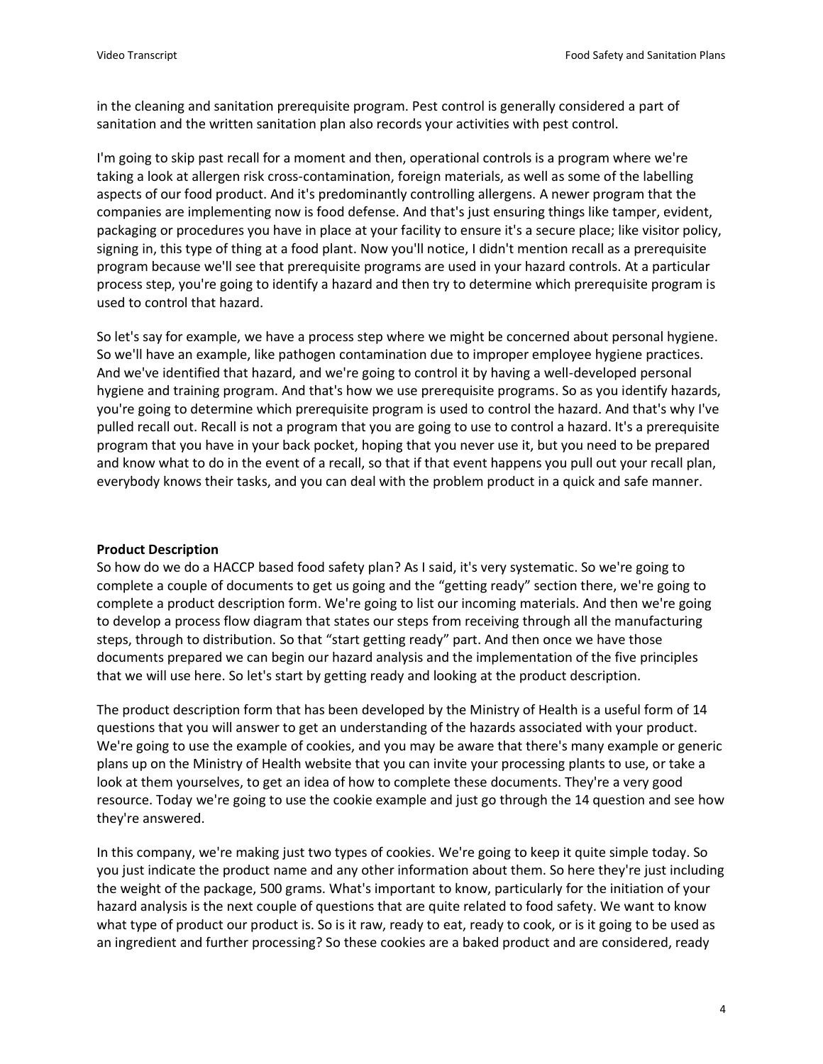in the cleaning and sanitation prerequisite program. Pest control is generally considered a part of sanitation and the written sanitation plan also records your activities with pest control.

I'm going to skip past recall for a moment and then, operational controls is a program where we're taking a look at allergen risk cross-contamination, foreign materials, as well as some of the labelling aspects of our food product. And it's predominantly controlling allergens. A newer program that the companies are implementing now is food defense. And that's just ensuring things like tamper, evident, packaging or procedures you have in place at your facility to ensure it's a secure place; like visitor policy, signing in, this type of thing at a food plant. Now you'll notice, I didn't mention recall as a prerequisite program because we'll see that prerequisite programs are used in your hazard controls. At a particular process step, you're going to identify a hazard and then try to determine which prerequisite program is used to control that hazard.

So let's say for example, we have a process step where we might be concerned about personal hygiene. So we'll have an example, like pathogen contamination due to improper employee hygiene practices. And we've identified that hazard, and we're going to control it by having a well-developed personal hygiene and training program. And that's how we use prerequisite programs. So as you identify hazards, you're going to determine which prerequisite program is used to control the hazard. And that's why I've pulled recall out. Recall is not a program that you are going to use to control a hazard. It's a prerequisite program that you have in your back pocket, hoping that you never use it, but you need to be prepared and know what to do in the event of a recall, so that if that event happens you pull out your recall plan, everybody knows their tasks, and you can deal with the problem product in a quick and safe manner.

**Product Description**

So how do we do a HACCP based food safety plan? As I said, it's very systematic. So we're going to complete a couple of documents to get us going and the "getting ready" section there, we're going to complete a product description form. We're going to list our incoming materials. And then we're going to develop a process flow diagram that states our steps from receiving through all the manufacturing steps, through to distribution. So that "start getting ready" part. And then once we have those documents prepared we can begin our hazard analysis and the implementation of the five principles that we will use here. So let's start by getting ready and looking at the product description.

The product description form that has been developed by the Ministry of Health is a useful form of 14 questions that you will answer to get an understanding of the hazards associated with your product. We're going to use the example of cookies, and you may be aware that there's many example or generic plans up on the Ministry of Health website that you can invite your processing plants to use, or take a look at them yourselves, to get an idea of how to complete these documents. They're a very good resource. Today we're going to use the cookie example and just go through the 14 question and see how they're answered.

In this company, we're making just two types of cookies. We're going to keep it quite simple today. So you just indicate the product name and any other information about them. So here they're just including the weight of the package, 500 grams. What's important to know, particularly for the initiation of your hazard analysis is the next couple of questions that are quite related to food safety. We want to know what type of product our product is. So is it raw, ready to eat, ready to cook, or is it going to be used as an ingredient and further processing? So these cookies are a baked product and are considered, ready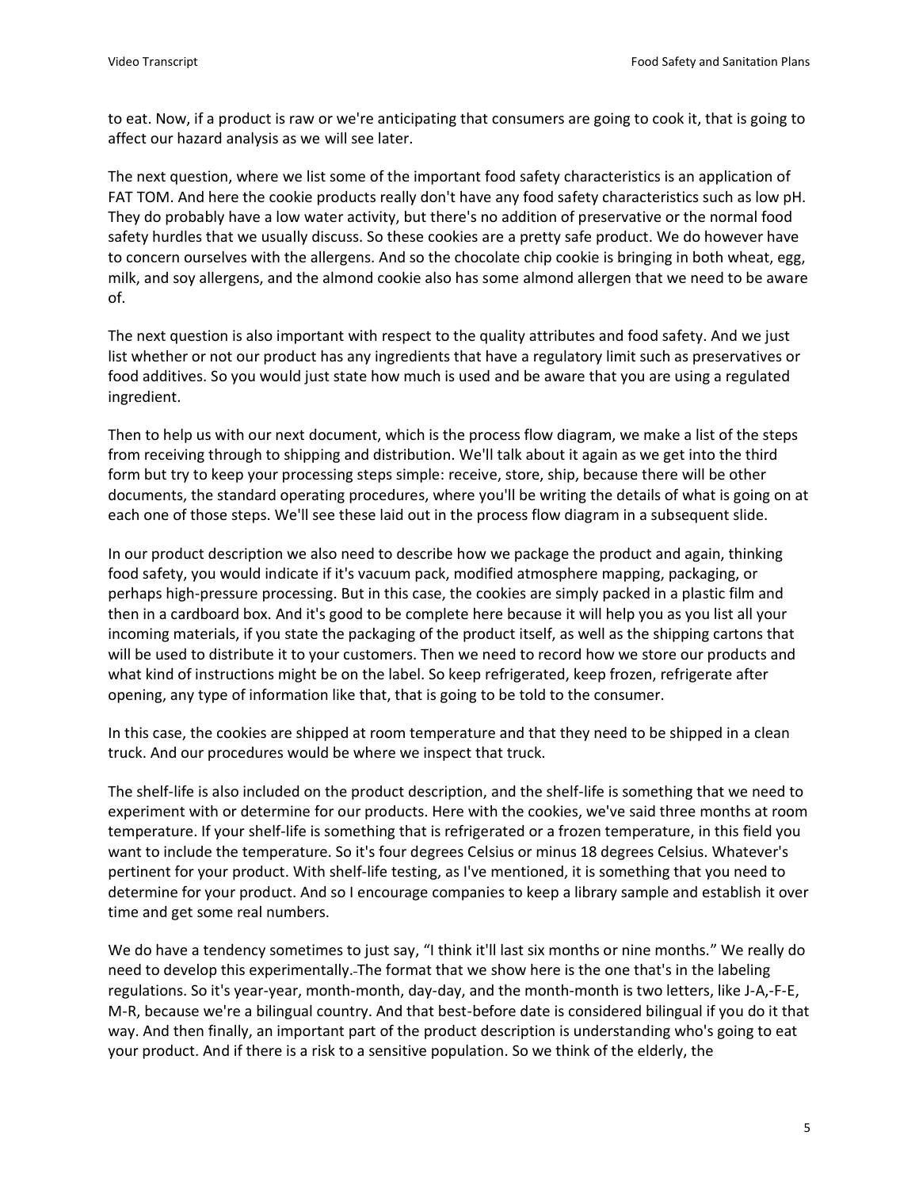to eat. Now, if a product is raw or we're anticipating that consumers are going to cook it, that is going to affect our hazard analysis as we will see later.

The next question, where we list some of the important food safety characteristics is an application of FAT TOM. And here the cookie products really don't have any food safety characteristics such as low pH. They do probably have a low water activity, but there's no addition of preservative or the normal food safety hurdles that we usually discuss. So these cookies are a pretty safe product. We do however have to concern ourselves with the allergens. And so the chocolate chip cookie is bringing in both wheat, egg, milk, and soy allergens, and the almond cookie also has some almond allergen that we need to be aware of.

The next question is also important with respect to the quality attributes and food safety. And we just list whether or not our product has any ingredients that have a regulatory limit such as preservatives or food additives. So you would just state how much is used and be aware that you are using a regulated ingredient.

Then to help us with our next document, which is the process flow diagram, we make a list of the steps from receiving through to shipping and distribution. We'll talk about it again as we get into the third form but try to keep your processing steps simple: receive, store, ship, because there will be other documents, the standard operating procedures, where you'll be writing the details of what is going on at each one of those steps. We'll see these laid out in the process flow diagram in a subsequent slide.

In our product description we also need to describe how we package the product and again, thinking food safety, you would indicate if it's vacuum pack, modified atmosphere mapping, packaging, or perhaps high-pressure processing. But in this case, the cookies are simply packed in a plastic film and then in a cardboard box. And it's good to be complete here because it will help you as you list all your incoming materials, if you state the packaging of the product itself, as well as the shipping cartons that will be used to distribute it to your customers. Then we need to record how we store our products and what kind of instructions might be on the label. So keep refrigerated, keep frozen, refrigerate after opening, any type of information like that, that is going to be told to the consumer.

In this case, the cookies are shipped at room temperature and that they need to be shipped in a clean truck. And our procedures would be where we inspect that truck.

The shelf-life is also included on the product description, and the shelf-life is something that we need to experiment with or determine for our products. Here with the cookies, we've said three months at room temperature. If your shelf-life is something that is refrigerated or a frozen temperature, in this field you want to include the temperature. So it's four degrees Celsius or minus 18 degrees Celsius. Whatever's pertinent for your product. With shelf-life testing, as I've mentioned, it is something that you need to determine for your product. And so I encourage companies to keep a library sample and establish it over time and get some real numbers.

We do have a tendency sometimes to just say, "I think it'll last six months or nine months." We really do need to develop this experimentally. The format that we show here is the one that's in the labeling regulations. So it's year-year, month-month, day-day, and the month-month is two letters, like J-A,-F-E, M-R, because we're a bilingual country. And that best-before date is considered bilingual if you do it that way. And then finally, an important part of the product description is understanding who's going to eat your product. And if there is a risk to a sensitive population. So we think of the elderly, the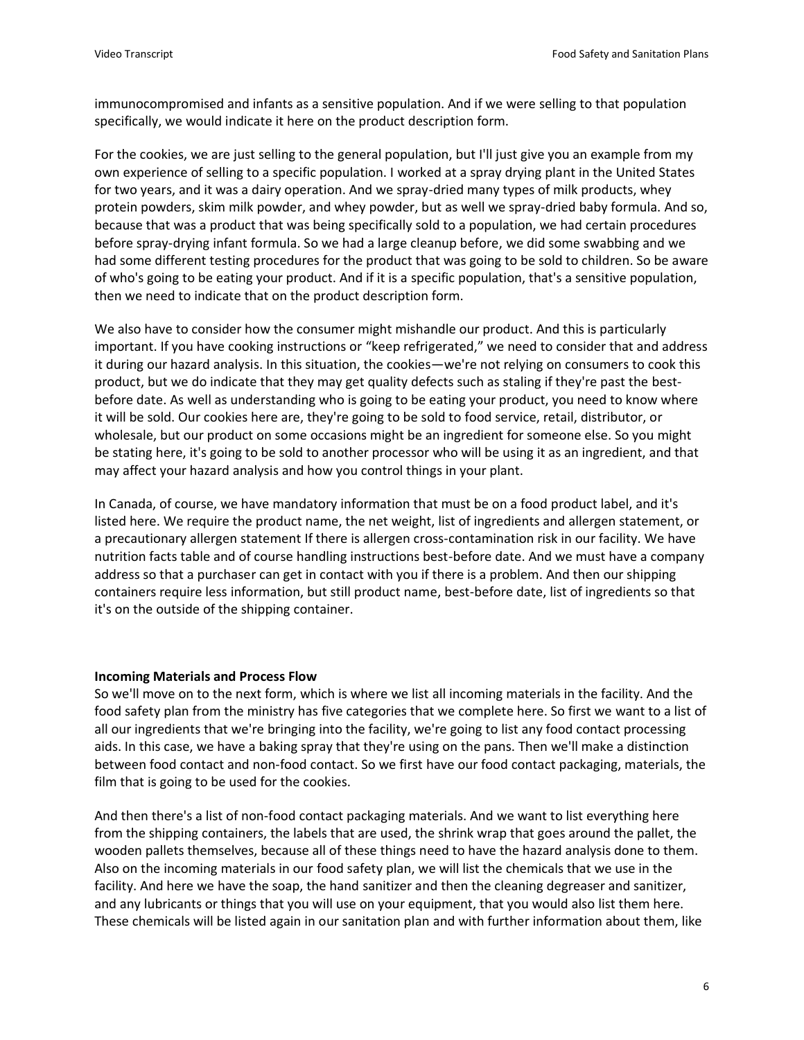immunocompromised and infants as a sensitive population. And if we were selling to that population specifically, we would indicate it here on the product description form.

For the cookies, we are just selling to the general population, but I'll just give you an example from my own experience of selling to a specific population. I worked at a spray drying plant in the United States for two years, and it was a dairy operation. And we spray-dried many types of milk products, whey protein powders, skim milk powder, and whey powder, but as well we spray-dried baby formula. And so, because that was a product that was being specifically sold to a population, we had certain procedures before spray-drying infant formula. So we had a large cleanup before, we did some swabbing and we had some different testing procedures for the product that was going to be sold to children. So be aware of who's going to be eating your product. And if it is a specific population, that's a sensitive population, then we need to indicate that on the product description form.

We also have to consider how the consumer might mishandle our product. And this is particularly important. If you have cooking instructions or "keep refrigerated," we need to consider that and address it during our hazard analysis. In this situation, the cookies—we're not relying on consumers to cook this product, but we do indicate that they may get quality defects such as staling if they're past the best-before date. As well as understanding who is going to be eating your product, you need to know where it will be sold. Our cookies here are, they're going to be sold to food service, retail, distributor, or wholesale, but our product on some occasions might be an ingredient for someone else. So you might be stating here, it's going to be sold to another processor who will be using it as an ingredient, and that may affect your hazard analysis and how you control things in your plant.

In Canada, of course, we have mandatory information that must be on a food product label, and it's listed here. We require the product name, the net weight, list of ingredients and allergen statement, or a precautionary allergen statement If there is allergen cross-contamination risk in our facility. We have nutrition facts table and of course handling instructions best-before date. And we must have a company address so that a purchaser can get in contact with you if there is a problem. And then our shipping containers require less information, but still product name, best-before date, list of ingredients so that it's on the outside of the shipping container.

**Incoming Materials and Process Flow**

So we'll move on to the next form, which is where we list all incoming materials in the facility. And the food safety plan from the ministry has five categories that we complete here. So first we want to a list of all our ingredients that we're bringing into the facility, we're going to list any food contact processing aids. In this case, we have a baking spray that they're using on the pans. Then we'll make a distinction between food contact and non-food contact. So we first have our food contact packaging, materials, the film that is going to be used for the cookies.

And then there's a list of non-food contact packaging materials. And we want to list everything here from the shipping containers, the labels that are used, the shrink wrap that goes around the pallet, the wooden pallets themselves, because all of these things need to have the hazard analysis done to them. Also on the incoming materials in our food safety plan, we will list the chemicals that we use in the facility. And here we have the soap, the hand sanitizer and then the cleaning degreaser and sanitizer, and any lubricants or things that you will use on your equipment, that you would also list them here. These chemicals will be listed again in our sanitation plan and with further information about them, like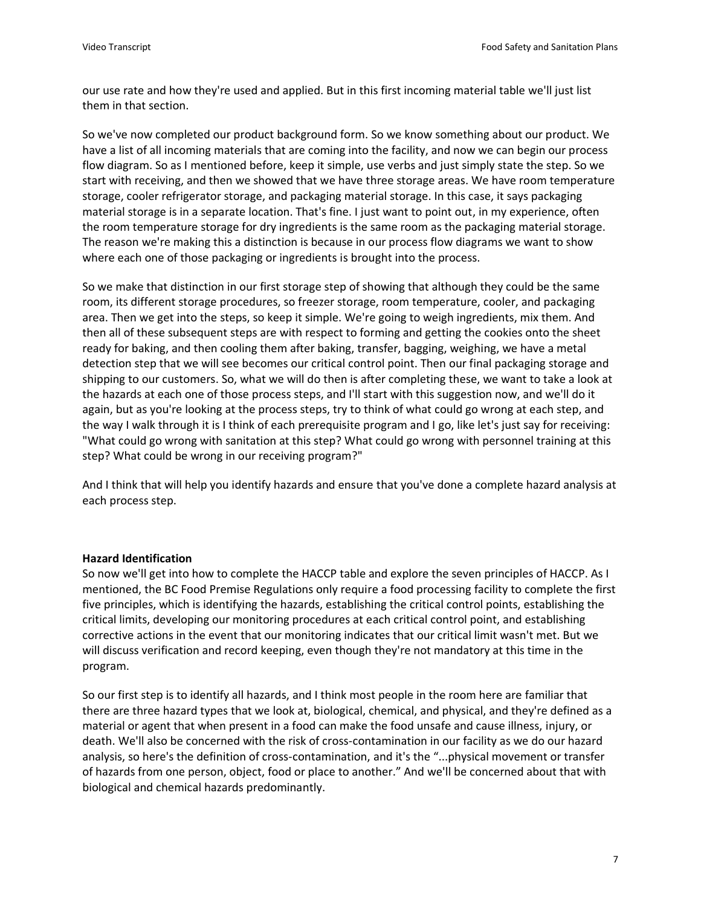our use rate and how they're used and applied. But in this first incoming material table we'll just list them in that section.

So we've now completed our product background form. So we know something about our product. We have a list of all incoming materials that are coming into the facility, and now we can begin our process flow diagram. So as I mentioned before, keep it simple, use verbs and just simply state the step. So we start with receiving, and then we showed that we have three storage areas. We have room temperature storage, cooler refrigerator storage, and packaging material storage. In this case, it says packaging material storage is in a separate location. That's fine. I just want to point out, in my experience, often the room temperature storage for dry ingredients is the same room as the packaging material storage. The reason we're making this a distinction is because in our process flow diagrams we want to show where each one of those packaging or ingredients is brought into the process.

So we make that distinction in our first storage step of showing that although they could be the same room, its different storage procedures, so freezer storage, room temperature, cooler, and packaging area. Then we get into the steps, so keep it simple. We're going to weigh ingredients, mix them. And then all of these subsequent steps are with respect to forming and getting the cookies onto the sheet ready for baking, and then cooling them after baking, transfer, bagging, weighing, we have a metal detection step that we will see becomes our critical control point. Then our final packaging storage and shipping to our customers. So, what we will do then is after completing these, we want to take a look at the hazards at each one of those process steps, and I'll start with this suggestion now, and we'll do it again, but as you're looking at the process steps, try to think of what could go wrong at each step, and the way I walk through it is I think of each prerequisite program and I go, like let's just say for receiving: "What could go wrong with sanitation at this step? What could go wrong with personnel training at this step? What could be wrong in our receiving program?"

And I think that will help you identify hazards and ensure that you've done a complete hazard analysis at each process step.

**Hazard Identification**

So now we'll get into how to complete the HACCP table and explore the seven principles of HACCP. As I mentioned, the BC Food Premise Regulations only require a food processing facility to complete the first five principles, which is identifying the hazards, establishing the critical control points, establishing the critical limits, developing our monitoring procedures at each critical control point, and establishing corrective actions in the event that our monitoring indicates that our critical limit wasn't met. But we will discuss verification and record keeping, even though they're not mandatory at this time in the program.

So our first step is to identify all hazards, and I think most people in the room here are familiar that there are three hazard types that we look at, biological, chemical, and physical, and they're defined as a material or agent that when present in a food can make the food unsafe and cause illness, injury, or death. We'll also be concerned with the risk of cross-contamination in our facility as we do our hazard analysis, so here's the definition of cross-contamination, and it's the "...physical movement or transfer of hazards from one person, object, food or place to another." And we'll be concerned about that with biological and chemical hazards predominantly.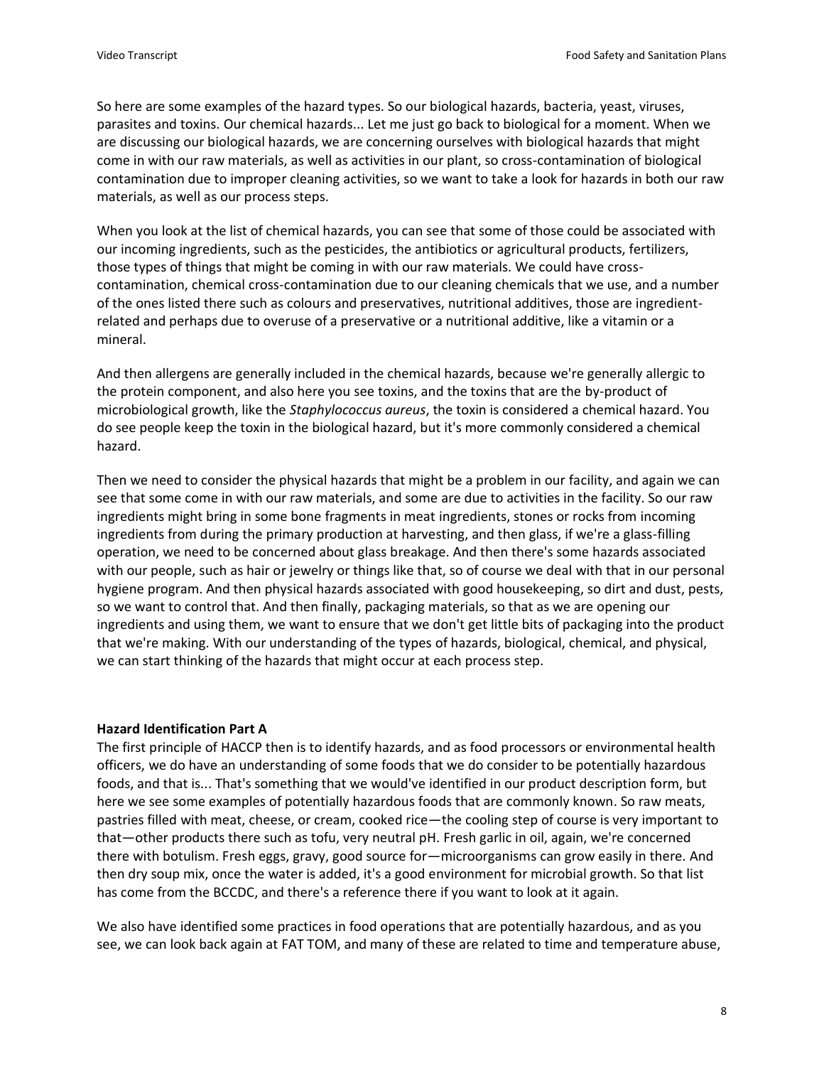So here are some examples of the hazard types. So our biological hazards, bacteria, yeast, viruses, parasites and toxins. Our chemical hazards... Let me just go back to biological for a moment. When we are discussing our biological hazards, we are concerning ourselves with biological hazards that might come in with our raw materials, as well as activities in our plant, so cross-contamination of biological contamination due to improper cleaning activities, so we want to take a look for hazards in both our raw materials, as well as our process steps.

When you look at the list of chemical hazards, you can see that some of those could be associated with our incoming ingredients, such as the pesticides, the antibiotics or agricultural products, fertilizers, those types of things that might be coming in with our raw materials. We could have cross-contamination, chemical cross-contamination due to our cleaning chemicals that we use, and a number of the ones listed there such as colours and preservatives, nutritional additives, those are ingredient-related and perhaps due to overuse of a preservative or a nutritional additive, like a vitamin or a mineral.

And then allergens are generally included in the chemical hazards, because we're generally allergic to the protein component, and also here you see toxins, and the toxins that are the by-product of microbiological growth, like the *Staphylococcus aureus*, the toxin is considered a chemical hazard. You do see people keep the toxin in the biological hazard, but it's more commonly considered a chemical hazard.

Then we need to consider the physical hazards that might be a problem in our facility, and again we can see that some come in with our raw materials, and some are due to activities in the facility. So our raw ingredients might bring in some bone fragments in meat ingredients, stones or rocks from incoming ingredients from during the primary production at harvesting, and then glass, if we're a glass-filling operation, we need to be concerned about glass breakage. And then there's some hazards associated with our people, such as hair or jewelry or things like that, so of course we deal with that in our personal hygiene program. And then physical hazards associated with good housekeeping, so dirt and dust, pests, so we want to control that. And then finally, packaging materials, so that as we are opening our ingredients and using them, we want to ensure that we don't get little bits of packaging into the product that we're making. With our understanding of the types of hazards, biological, chemical, and physical, we can start thinking of the hazards that might occur at each process step.

**Hazard Identification Part A**

The first principle of HACCP then is to identify hazards, and as food processors or environmental health officers, we do have an understanding of some foods that we do consider to be potentially hazardous foods, and that is... That's something that we would've identified in our product description form, but here we see some examples of potentially hazardous foods that are commonly known. So raw meats, pastries filled with meat, cheese, or cream, cooked rice—the cooling step of course is very important to that—other products there such as tofu, very neutral pH. Fresh garlic in oil, again, we're concerned there with botulism. Fresh eggs, gravy, good source for—microorganisms can grow easily in there. And then dry soup mix, once the water is added, it's a good environment for microbial growth. So that list has come from the BCCDC, and there's a reference there if you want to look at it again.

We also have identified some practices in food operations that are potentially hazardous, and as you see, we can look back again at FAT TOM, and many of these are related to time and temperature abuse,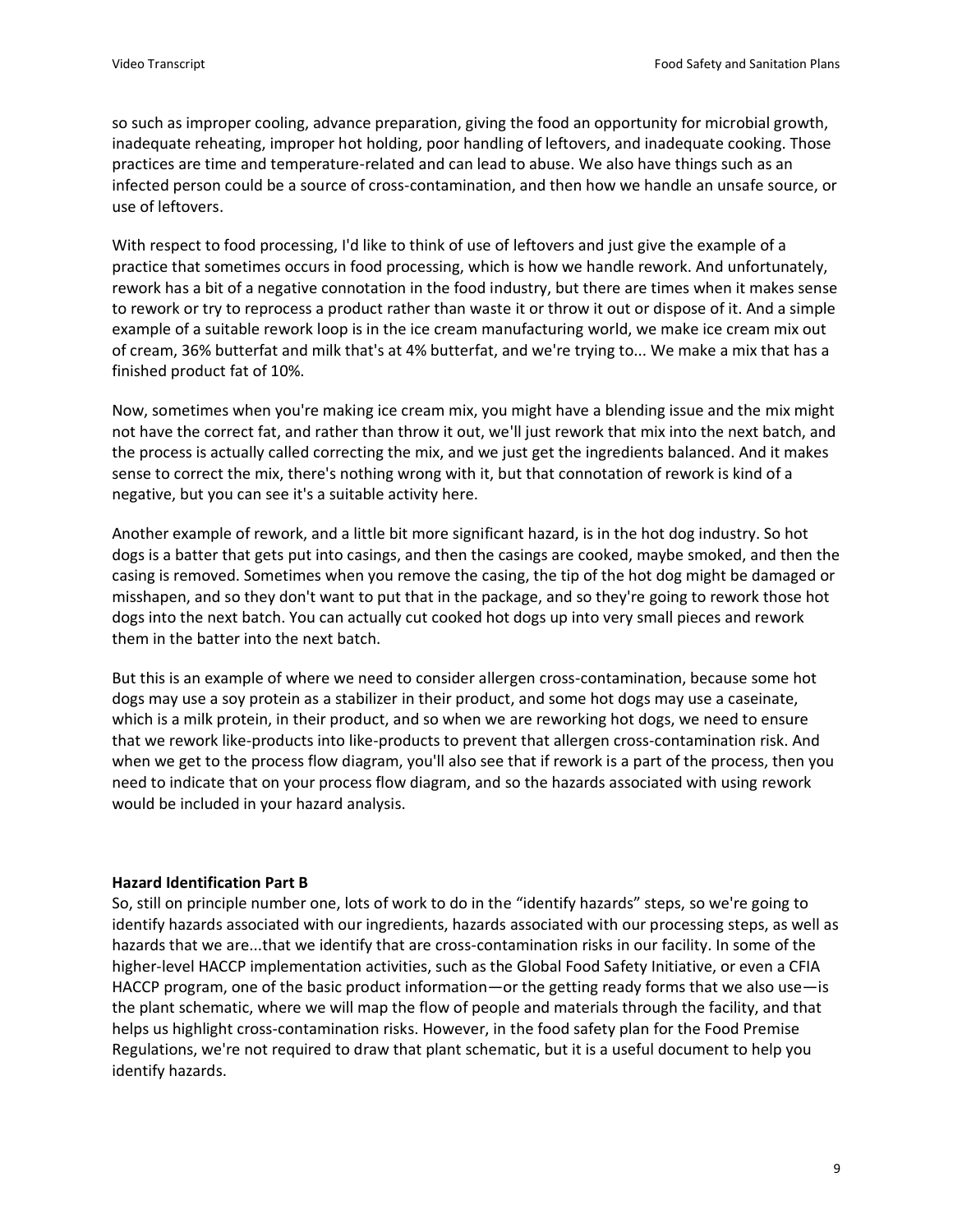so such as improper cooling, advance preparation, giving the food an opportunity for microbial growth, inadequate reheating, improper hot holding, poor handling of leftovers, and inadequate cooking. Those practices are time and temperature-related and can lead to abuse. We also have things such as an infected person could be a source of cross-contamination, and then how we handle an unsafe source, or use of leftovers.

With respect to food processing, I'd like to think of use of leftovers and just give the example of a practice that sometimes occurs in food processing, which is how we handle rework. And unfortunately, rework has a bit of a negative connotation in the food industry, but there are times when it makes sense to rework or try to reprocess a product rather than waste it or throw it out or dispose of it. And a simple example of a suitable rework loop is in the ice cream manufacturing world, we make ice cream mix out of cream, 36% butterfat and milk that's at 4% butterfat, and we're trying to... We make a mix that has a finished product fat of 10%.

Now, sometimes when you're making ice cream mix, you might have a blending issue and the mix might not have the correct fat, and rather than throw it out, we'll just rework that mix into the next batch, and the process is actually called correcting the mix, and we just get the ingredients balanced. And it makes sense to correct the mix, there's nothing wrong with it, but that connotation of rework is kind of a negative, but you can see it's a suitable activity here.

Another example of rework, and a little bit more significant hazard, is in the hot dog industry. So hot dogs is a batter that gets put into casings, and then the casings are cooked, maybe smoked, and then the casing is removed. Sometimes when you remove the casing, the tip of the hot dog might be damaged or misshapen, and so they don't want to put that in the package, and so they're going to rework those hot dogs into the next batch. You can actually cut cooked hot dogs up into very small pieces and rework them in the batter into the next batch.

But this is an example of where we need to consider allergen cross-contamination, because some hot dogs may use a soy protein as a stabilizer in their product, and some hot dogs may use a caseinate, which is a milk protein, in their product, and so when we are reworking hot dogs, we need to ensure that we rework like-products into like-products to prevent that allergen cross-contamination risk. And when we get to the process flow diagram, you'll also see that if rework is a part of the process, then you need to indicate that on your process flow diagram, and so the hazards associated with using rework would be included in your hazard analysis.

### Hazard Identification Part B

So, still on principle number one, lots of work to do in the "identify hazards" steps, so we're going to identify hazards associated with our ingredients, hazards associated with our processing steps, as well as hazards that we are...that we identify that are cross-contamination risks in our facility. In some of the higher-level HACCP implementation activities, such as the Global Food Safety Initiative, or even a CFIA HACCP program, one of the basic product information—or the getting ready forms that we also use—is the plant schematic, where we will map the flow of people and materials through the facility, and that helps us highlight cross-contamination risks. However, in the food safety plan for the Food Premise Regulations, we're not required to draw that plant schematic, but it is a useful document to help you identify hazards.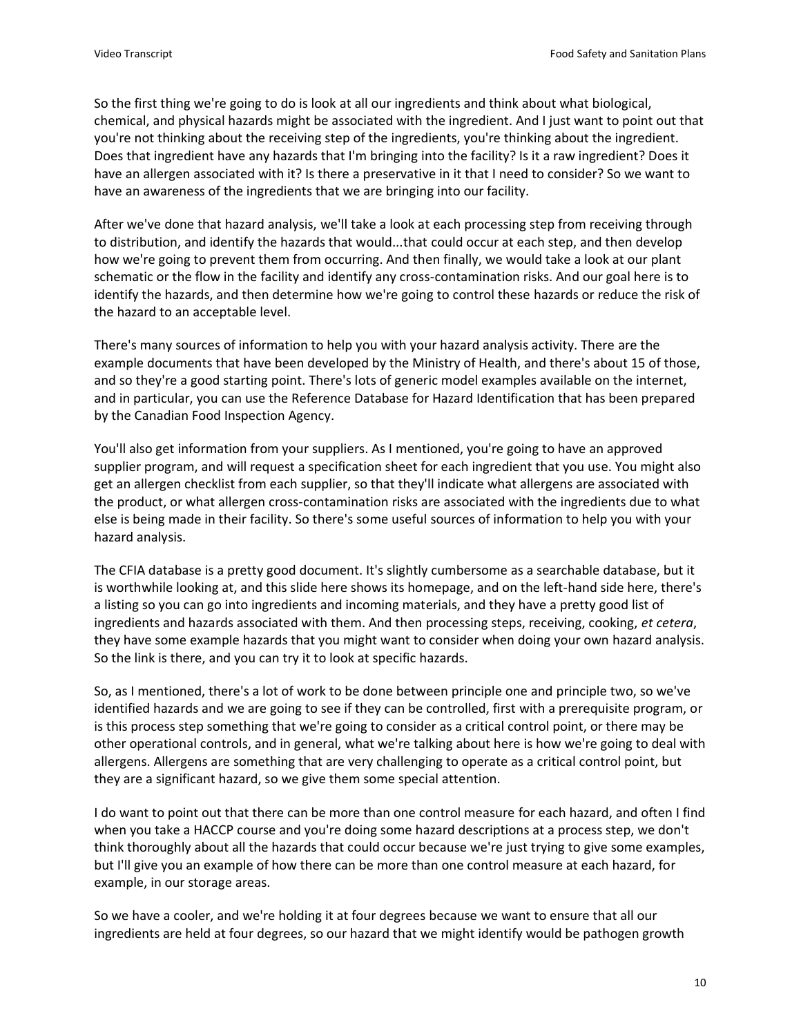So the first thing we're going to do is look at all our ingredients and think about what biological, chemical, and physical hazards might be associated with the ingredient. And I just want to point out that you're not thinking about the receiving step of the ingredients, you're thinking about the ingredient. Does that ingredient have any hazards that I'm bringing into the facility? Is it a raw ingredient? Does it have an allergen associated with it? Is there a preservative in it that I need to consider? So we want to have an awareness of the ingredients that we are bringing into our facility.

After we've done that hazard analysis, we'll take a look at each processing step from receiving through to distribution, and identify the hazards that would...that could occur at each step, and then develop how we're going to prevent them from occurring. And then finally, we would take a look at our plant schematic or the flow in the facility and identify any cross-contamination risks. And our goal here is to identify the hazards, and then determine how we're going to control these hazards or reduce the risk of the hazard to an acceptable level.

There's many sources of information to help you with your hazard analysis activity. There are the example documents that have been developed by the Ministry of Health, and there's about 15 of those, and so they're a good starting point. There's lots of generic model examples available on the internet, and in particular, you can use the Reference Database for Hazard Identification that has been prepared by the Canadian Food Inspection Agency.

You'll also get information from your suppliers. As I mentioned, you're going to have an approved supplier program, and will request a specification sheet for each ingredient that you use. You might also get an allergen checklist from each supplier, so that they'll indicate what allergens are associated with the product, or what allergen cross-contamination risks are associated with the ingredients due to what else is being made in their facility. So there's some useful sources of information to help you with your hazard analysis.

The CFIA database is a pretty good document. It's slightly cumbersome as a searchable database, but it is worthwhile looking at, and this slide here shows its homepage, and on the left-hand side here, there's a listing so you can go into ingredients and incoming materials, and they have a pretty good list of ingredients and hazards associated with them. And then processing steps, receiving, cooking, *et cetera*, they have some example hazards that you might want to consider when doing your own hazard analysis. So the link is there, and you can try it to look at specific hazards.

So, as I mentioned, there's a lot of work to be done between principle one and principle two, so we've identified hazards and we are going to see if they can be controlled, first with a prerequisite program, or is this process step something that we're going to consider as a critical control point, or there may be other operational controls, and in general, what we're talking about here is how we're going to deal with allergens. Allergens are something that are very challenging to operate as a critical control point, but they are a significant hazard, so we give them some special attention.

I do want to point out that there can be more than one control measure for each hazard, and often I find when you take a HACCP course and you're doing some hazard descriptions at a process step, we don't think thoroughly about all the hazards that could occur because we're just trying to give some examples, but I'll give you an example of how there can be more than one control measure at each hazard, for example, in our storage areas.

So we have a cooler, and we're holding it at four degrees because we want to ensure that all our ingredients are held at four degrees, so our hazard that we might identify would be pathogen growth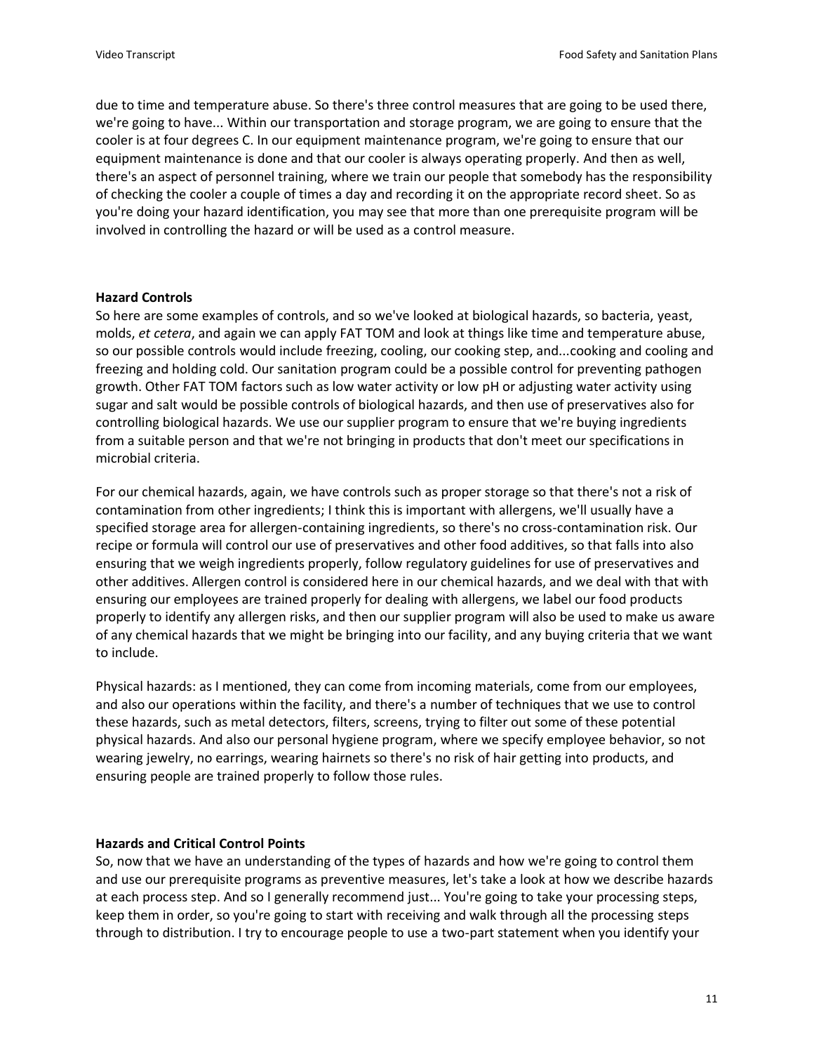due to time and temperature abuse. So there's three control measures that are going to be used there, we're going to have... Within our transportation and storage program, we are going to ensure that the cooler is at four degrees C. In our equipment maintenance program, we're going to ensure that our equipment maintenance is done and that our cooler is always operating properly. And then as well, there's an aspect of personnel training, where we train our people that somebody has the responsibility of checking the cooler a couple of times a day and recording it on the appropriate record sheet. So as you're doing your hazard identification, you may see that more than one prerequisite program will be involved in controlling the hazard or will be used as a control measure.

**Hazard Controls**

So here are some examples of controls, and so we've looked at biological hazards, so bacteria, yeast, molds, *et cetera*, and again we can apply FAT TOM and look at things like time and temperature abuse, so our possible controls would include freezing, cooling, our cooking step, and...cooking and cooling and freezing and holding cold. Our sanitation program could be a possible control for preventing pathogen growth. Other FAT TOM factors such as low water activity or low pH or adjusting water activity using sugar and salt would be possible controls of biological hazards, and then use of preservatives also for controlling biological hazards. We use our supplier program to ensure that we're buying ingredients from a suitable person and that we're not bringing in products that don't meet our specifications in microbial criteria.

For our chemical hazards, again, we have controls such as proper storage so that there's not a risk of contamination from other ingredients; I think this is important with allergens, we'll usually have a specified storage area for allergen-containing ingredients, so there's no cross-contamination risk. Our recipe or formula will control our use of preservatives and other food additives, so that falls into also ensuring that we weigh ingredients properly, follow regulatory guidelines for use of preservatives and other additives. Allergen control is considered here in our chemical hazards, and we deal with that with ensuring our employees are trained properly for dealing with allergens, we label our food products properly to identify any allergen risks, and then our supplier program will also be used to make us aware of any chemical hazards that we might be bringing into our facility, and any buying criteria that we want to include.

Physical hazards: as I mentioned, they can come from incoming materials, come from our employees, and also our operations within the facility, and there's a number of techniques that we use to control these hazards, such as metal detectors, filters, screens, trying to filter out some of these potential physical hazards. And also our personal hygiene program, where we specify employee behavior, so not wearing jewelry, no earrings, wearing hairnets so there's no risk of hair getting into products, and ensuring people are trained properly to follow those rules.

**Hazards and Critical Control Points**

So, now that we have an understanding of the types of hazards and how we're going to control them and use our prerequisite programs as preventive measures, let's take a look at how we describe hazards at each process step. And so I generally recommend just... You're going to take your processing steps, keep them in order, so you're going to start with receiving and walk through all the processing steps through to distribution. I try to encourage people to use a two-part statement when you identify your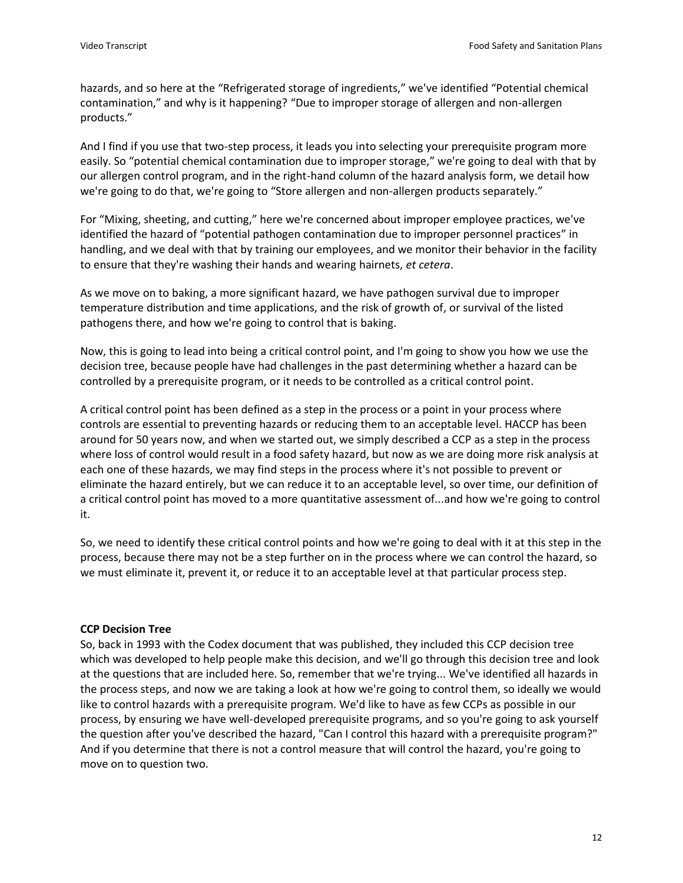hazards, and so here at the "Refrigerated storage of ingredients," we've identified "Potential chemical contamination," and why is it happening? "Due to improper storage of allergen and non-allergen products."

And I find if you use that two-step process, it leads you into selecting your prerequisite program more easily. So "potential chemical contamination due to improper storage," we're going to deal with that by our allergen control program, and in the right-hand column of the hazard analysis form, we detail how we're going to do that, we're going to "Store allergen and non-allergen products separately."

For "Mixing, sheeting, and cutting," here we're concerned about improper employee practices, we've identified the hazard of "potential pathogen contamination due to improper personnel practices" in handling, and we deal with that by training our employees, and we monitor their behavior in the facility to ensure that they're washing their hands and wearing hairnets, *et cetera*.

As we move on to baking, a more significant hazard, we have pathogen survival due to improper temperature distribution and time applications, and the risk of growth of, or survival of the listed pathogens there, and how we're going to control that is baking.

Now, this is going to lead into being a critical control point, and I'm going to show you how we use the decision tree, because people have had challenges in the past determining whether a hazard can be controlled by a prerequisite program, or it needs to be controlled as a critical control point.

A critical control point has been defined as a step in the process or a point in your process where controls are essential to preventing hazards or reducing them to an acceptable level. HACCP has been around for 50 years now, and when we started out, we simply described a CCP as a step in the process where loss of control would result in a food safety hazard, but now as we are doing more risk analysis at each one of these hazards, we may find steps in the process where it's not possible to prevent or eliminate the hazard entirely, but we can reduce it to an acceptable level, so over time, our definition of a critical control point has moved to a more quantitative assessment of...and how we're going to control it.

So, we need to identify these critical control points and how we're going to deal with it at this step in the process, because there may not be a step further on in the process where we can control the hazard, so we must eliminate it, prevent it, or reduce it to an acceptable level at that particular process step.

**CCP Decision Tree**

So, back in 1993 with the Codex document that was published, they included this CCP decision tree which was developed to help people make this decision, and we'll go through this decision tree and look at the questions that are included here. So, remember that we're trying... We've identified all hazards in the process steps, and now we are taking a look at how we're going to control them, so ideally we would like to control hazards with a prerequisite program. We'd like to have as few CCPs as possible in our process, by ensuring we have well-developed prerequisite programs, and so you're going to ask yourself the question after you've described the hazard, "Can I control this hazard with a prerequisite program?" And if you determine that there is not a control measure that will control the hazard, you're going to move on to question two.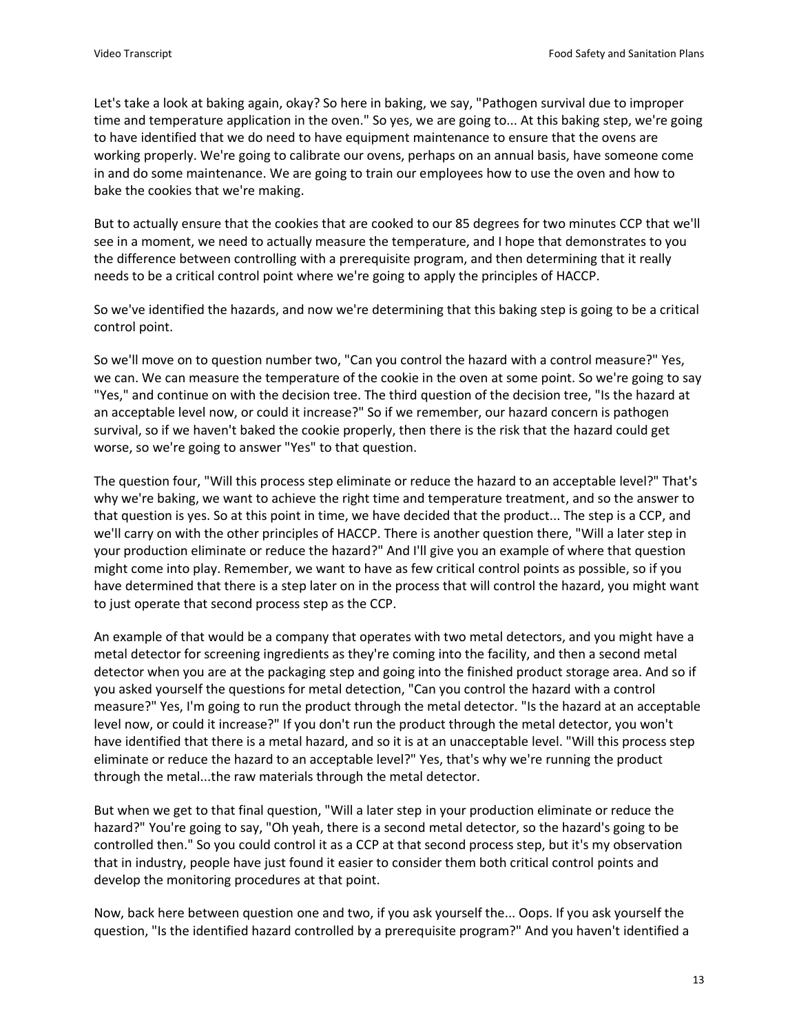Let's take a look at baking again, okay? So here in baking, we say, "Pathogen survival due to improper time and temperature application in the oven." So yes, we are going to... At this baking step, we're going to have identified that we do need to have equipment maintenance to ensure that the ovens are working properly. We're going to calibrate our ovens, perhaps on an annual basis, have someone come in and do some maintenance. We are going to train our employees how to use the oven and how to bake the cookies that we're making.

But to actually ensure that the cookies that are cooked to our 85 degrees for two minutes CCP that we'll see in a moment, we need to actually measure the temperature, and I hope that demonstrates to you the difference between controlling with a prerequisite program, and then determining that it really needs to be a critical control point where we're going to apply the principles of HACCP.

So we've identified the hazards, and now we're determining that this baking step is going to be a critical control point.

So we'll move on to question number two, "Can you control the hazard with a control measure?" Yes, we can. We can measure the temperature of the cookie in the oven at some point. So we're going to say "Yes," and continue on with the decision tree. The third question of the decision tree, "Is the hazard at an acceptable level now, or could it increase?" So if we remember, our hazard concern is pathogen survival, so if we haven't baked the cookie properly, then there is the risk that the hazard could get worse, so we're going to answer "Yes" to that question.

The question four, "Will this process step eliminate or reduce the hazard to an acceptable level?" That's why we're baking, we want to achieve the right time and temperature treatment, and so the answer to that question is yes. So at this point in time, we have decided that the product... The step is a CCP, and we'll carry on with the other principles of HACCP. There is another question there, "Will a later step in your production eliminate or reduce the hazard?" And I'll give you an example of where that question might come into play. Remember, we want to have as few critical control points as possible, so if you have determined that there is a step later on in the process that will control the hazard, you might want to just operate that second process step as the CCP.

An example of that would be a company that operates with two metal detectors, and you might have a metal detector for screening ingredients as they're coming into the facility, and then a second metal detector when you are at the packaging step and going into the finished product storage area. And so if you asked yourself the questions for metal detection, "Can you control the hazard with a control measure?" Yes, I'm going to run the product through the metal detector. "Is the hazard at an acceptable level now, or could it increase?" If you don't run the product through the metal detector, you won't have identified that there is a metal hazard, and so it is at an unacceptable level. "Will this process step eliminate or reduce the hazard to an acceptable level?" Yes, that's why we're running the product through the metal...the raw materials through the metal detector.

But when we get to that final question, "Will a later step in your production eliminate or reduce the hazard?" You're going to say, "Oh yeah, there is a second metal detector, so the hazard's going to be controlled then." So you could control it as a CCP at that second process step, but it's my observation that in industry, people have just found it easier to consider them both critical control points and develop the monitoring procedures at that point.

Now, back here between question one and two, if you ask yourself the... Oops. If you ask yourself the question, "Is the identified hazard controlled by a prerequisite program?" And you haven't identified a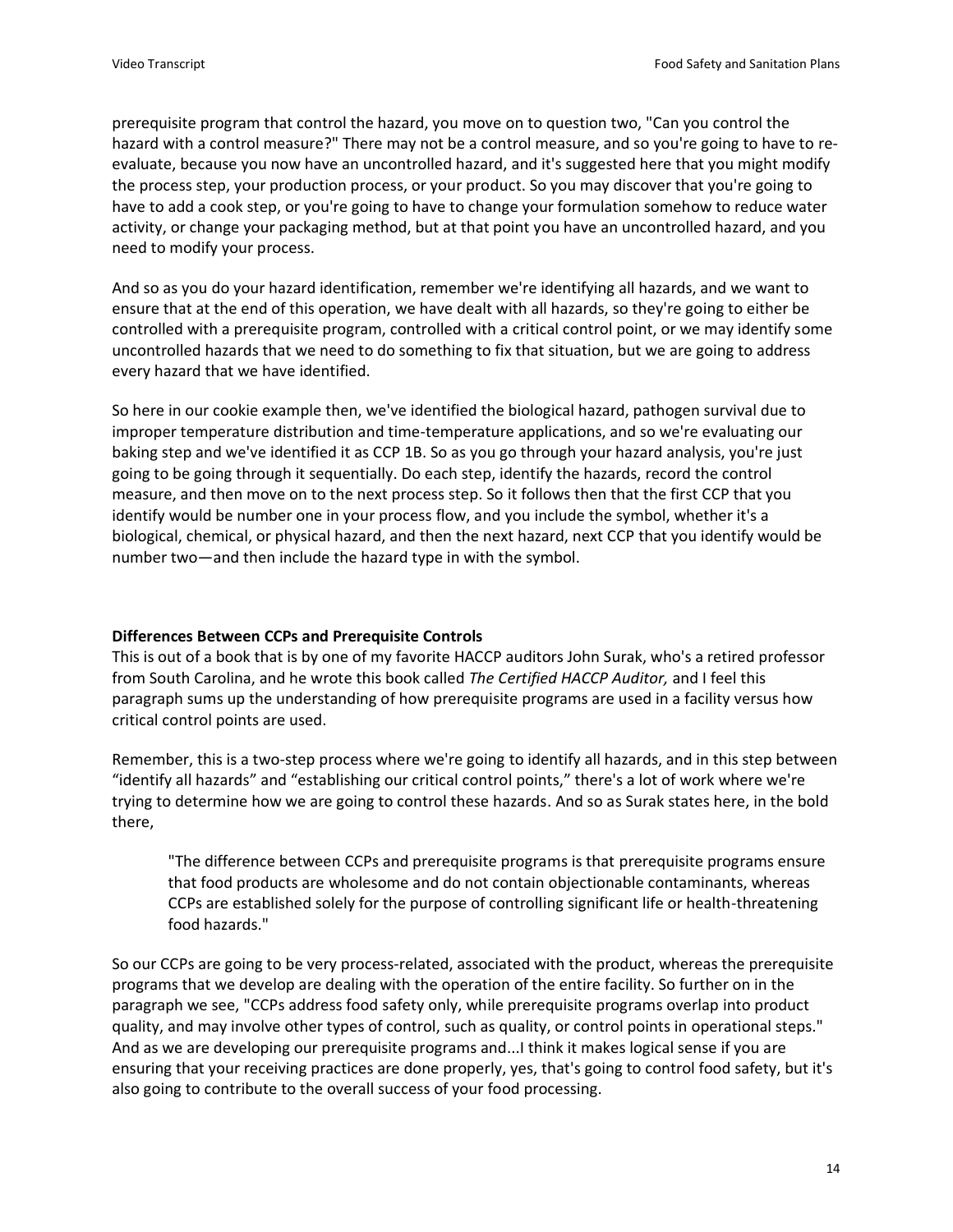prerequisite program that control the hazard, you move on to question two, "Can you control the hazard with a control measure?" There may not be a control measure, and so you're going to have to re-evaluate, because you now have an uncontrolled hazard, and it's suggested here that you might modify the process step, your production process, or your product. So you may discover that you're going to have to add a cook step, or you're going to have to change your formulation somehow to reduce water activity, or change your packaging method, but at that point you have an uncontrolled hazard, and you need to modify your process.

And so as you do your hazard identification, remember we're identifying all hazards, and we want to ensure that at the end of this operation, we have dealt with all hazards, so they're going to either be controlled with a prerequisite program, controlled with a critical control point, or we may identify some uncontrolled hazards that we need to do something to fix that situation, but we are going to address every hazard that we have identified.

So here in our cookie example then, we've identified the biological hazard, pathogen survival due to improper temperature distribution and time-temperature applications, and so we're evaluating our baking step and we've identified it as CCP 1B. So as you go through your hazard analysis, you're just going to be going through it sequentially. Do each step, identify the hazards, record the control measure, and then move on to the next process step. So it follows then that the first CCP that you identify would be number one in your process flow, and you include the symbol, whether it's a biological, chemical, or physical hazard, and then the next hazard, next CCP that you identify would be number two—and then include the hazard type in with the symbol.

**Differences Between CCPs and Prerequisite Controls**

This is out of a book that is by one of my favorite HACCP auditors John Surak, who's a retired professor from South Carolina, and he wrote this book called *The Certified HACCP Auditor,* and I feel this paragraph sums up the understanding of how prerequisite programs are used in a facility versus how critical control points are used.

Remember, this is a two-step process where we're going to identify all hazards, and in this step between "identify all hazards" and "establishing our critical control points," there's a lot of work where we're trying to determine how we are going to control these hazards. And so as Surak states here, in the bold there,

> "The difference between CCPs and prerequisite programs is that prerequisite programs ensure that food products are wholesome and do not contain objectionable contaminants, whereas CCPs are established solely for the purpose of controlling significant life or health-threatening food hazards."

So our CCPs are going to be very process-related, associated with the product, whereas the prerequisite programs that we develop are dealing with the operation of the entire facility. So further on in the paragraph we see, "CCPs address food safety only, while prerequisite programs overlap into product quality, and may involve other types of control, such as quality, or control points in operational steps." And as we are developing our prerequisite programs and...I think it makes logical sense if you are ensuring that your receiving practices are done properly, yes, that's going to control food safety, but it's also going to contribute to the overall success of your food processing.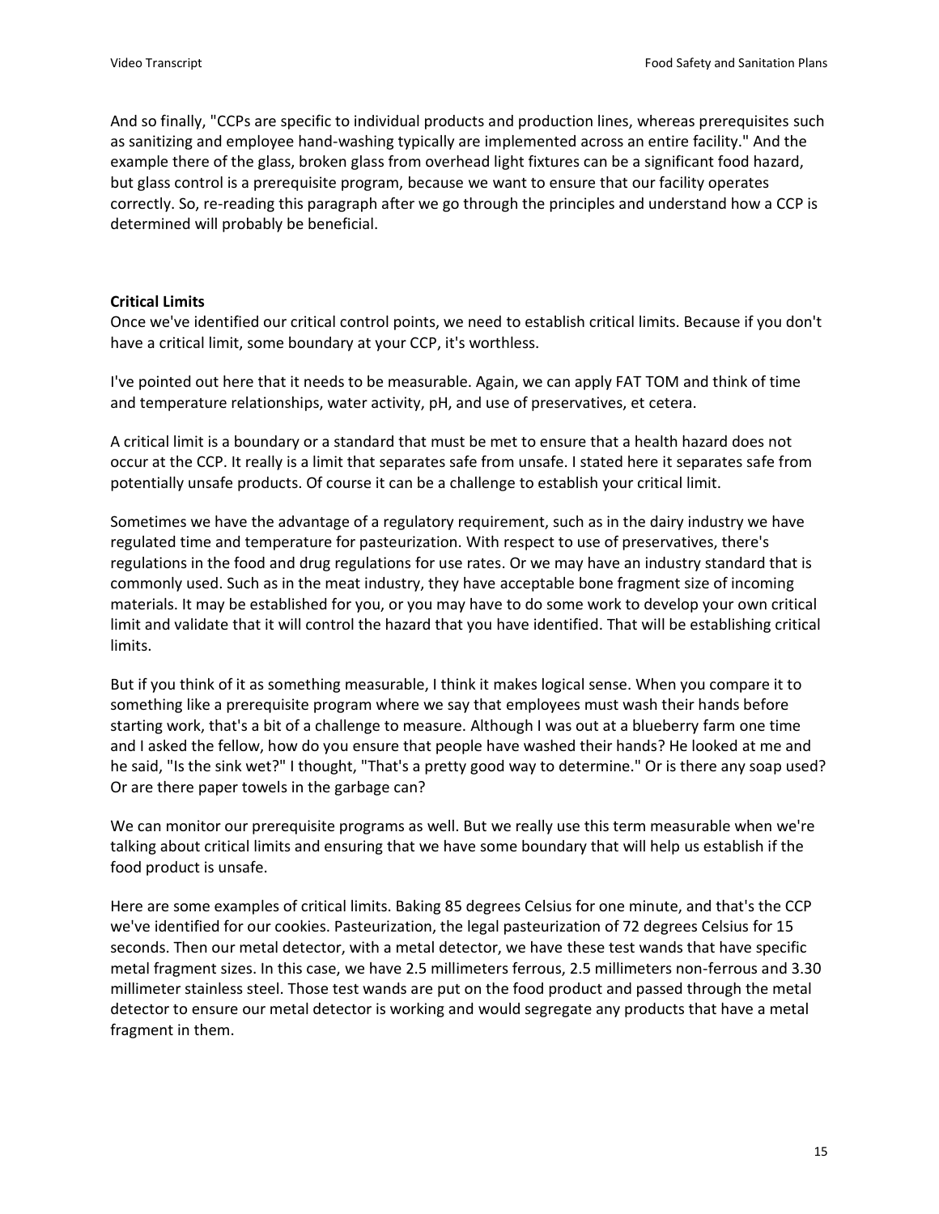And so finally, "CCPs are specific to individual products and production lines, whereas prerequisites such as sanitizing and employee hand-washing typically are implemented across an entire facility." And the example there of the glass, broken glass from overhead light fixtures can be a significant food hazard, but glass control is a prerequisite program, because we want to ensure that our facility operates correctly. So, re-reading this paragraph after we go through the principles and understand how a CCP is determined will probably be beneficial.

**Critical Limits**

Once we've identified our critical control points, we need to establish critical limits. Because if you don't have a critical limit, some boundary at your CCP, it's worthless.

I've pointed out here that it needs to be measurable. Again, we can apply FAT TOM and think of time and temperature relationships, water activity, pH, and use of preservatives, et cetera.

A critical limit is a boundary or a standard that must be met to ensure that a health hazard does not occur at the CCP. It really is a limit that separates safe from unsafe. I stated here it separates safe from potentially unsafe products. Of course it can be a challenge to establish your critical limit.

Sometimes we have the advantage of a regulatory requirement, such as in the dairy industry we have regulated time and temperature for pasteurization. With respect to use of preservatives, there's regulations in the food and drug regulations for use rates. Or we may have an industry standard that is commonly used. Such as in the meat industry, they have acceptable bone fragment size of incoming materials. It may be established for you, or you may have to do some work to develop your own critical limit and validate that it will control the hazard that you have identified. That will be establishing critical limits.

But if you think of it as something measurable, I think it makes logical sense. When you compare it to something like a prerequisite program where we say that employees must wash their hands before starting work, that's a bit of a challenge to measure. Although I was out at a blueberry farm one time and I asked the fellow, how do you ensure that people have washed their hands? He looked at me and he said, "Is the sink wet?" I thought, "That's a pretty good way to determine." Or is there any soap used? Or are there paper towels in the garbage can?

We can monitor our prerequisite programs as well. But we really use this term measurable when we're talking about critical limits and ensuring that we have some boundary that will help us establish if the food product is unsafe.

Here are some examples of critical limits. Baking 85 degrees Celsius for one minute, and that's the CCP we've identified for our cookies. Pasteurization, the legal pasteurization of 72 degrees Celsius for 15 seconds. Then our metal detector, with a metal detector, we have these test wands that have specific metal fragment sizes. In this case, we have 2.5 millimeters ferrous, 2.5 millimeters non-ferrous and 3.30 millimeter stainless steel. Those test wands are put on the food product and passed through the metal detector to ensure our metal detector is working and would segregate any products that have a metal fragment in them.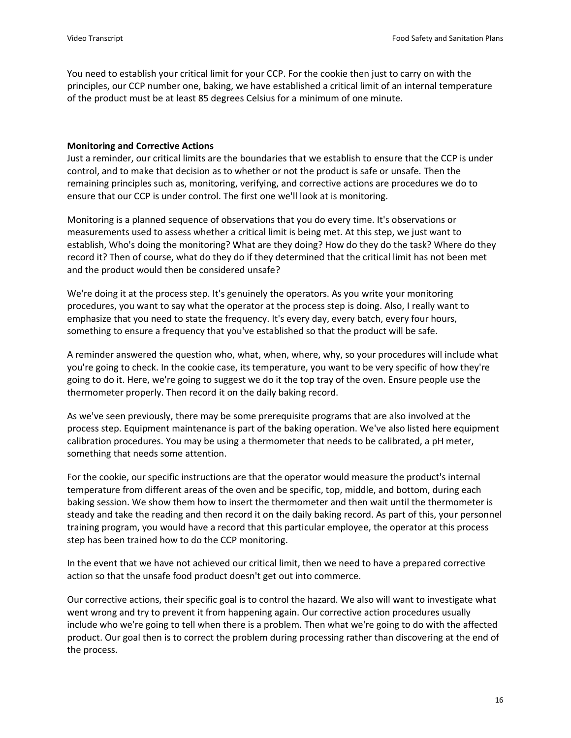You need to establish your critical limit for your CCP. For the cookie then just to carry on with the principles, our CCP number one, baking, we have established a critical limit of an internal temperature of the product must be at least 85 degrees Celsius for a minimum of one minute.

**Monitoring and Corrective Actions**

Just a reminder, our critical limits are the boundaries that we establish to ensure that the CCP is under control, and to make that decision as to whether or not the product is safe or unsafe. Then the remaining principles such as, monitoring, verifying, and corrective actions are procedures we do to ensure that our CCP is under control. The first one we'll look at is monitoring.

Monitoring is a planned sequence of observations that you do every time. It's observations or measurements used to assess whether a critical limit is being met. At this step, we just want to establish, Who's doing the monitoring? What are they doing? How do they do the task? Where do they record it? Then of course, what do they do if they determined that the critical limit has not been met and the product would then be considered unsafe?

We're doing it at the process step. It's genuinely the operators. As you write your monitoring procedures, you want to say what the operator at the process step is doing. Also, I really want to emphasize that you need to state the frequency. It's every day, every batch, every four hours, something to ensure a frequency that you've established so that the product will be safe.

A reminder answered the question who, what, when, where, why, so your procedures will include what you're going to check. In the cookie case, its temperature, you want to be very specific of how they're going to do it. Here, we're going to suggest we do it the top tray of the oven. Ensure people use the thermometer properly. Then record it on the daily baking record.

As we've seen previously, there may be some prerequisite programs that are also involved at the process step. Equipment maintenance is part of the baking operation. We've also listed here equipment calibration procedures. You may be using a thermometer that needs to be calibrated, a pH meter, something that needs some attention.

For the cookie, our specific instructions are that the operator would measure the product's internal temperature from different areas of the oven and be specific, top, middle, and bottom, during each baking session. We show them how to insert the thermometer and then wait until the thermometer is steady and take the reading and then record it on the daily baking record. As part of this, your personnel training program, you would have a record that this particular employee, the operator at this process step has been trained how to do the CCP monitoring.

In the event that we have not achieved our critical limit, then we need to have a prepared corrective action so that the unsafe food product doesn't get out into commerce.

Our corrective actions, their specific goal is to control the hazard. We also will want to investigate what went wrong and try to prevent it from happening again. Our corrective action procedures usually include who we're going to tell when there is a problem. Then what we're going to do with the affected product. Our goal then is to correct the problem during processing rather than discovering at the end of the process.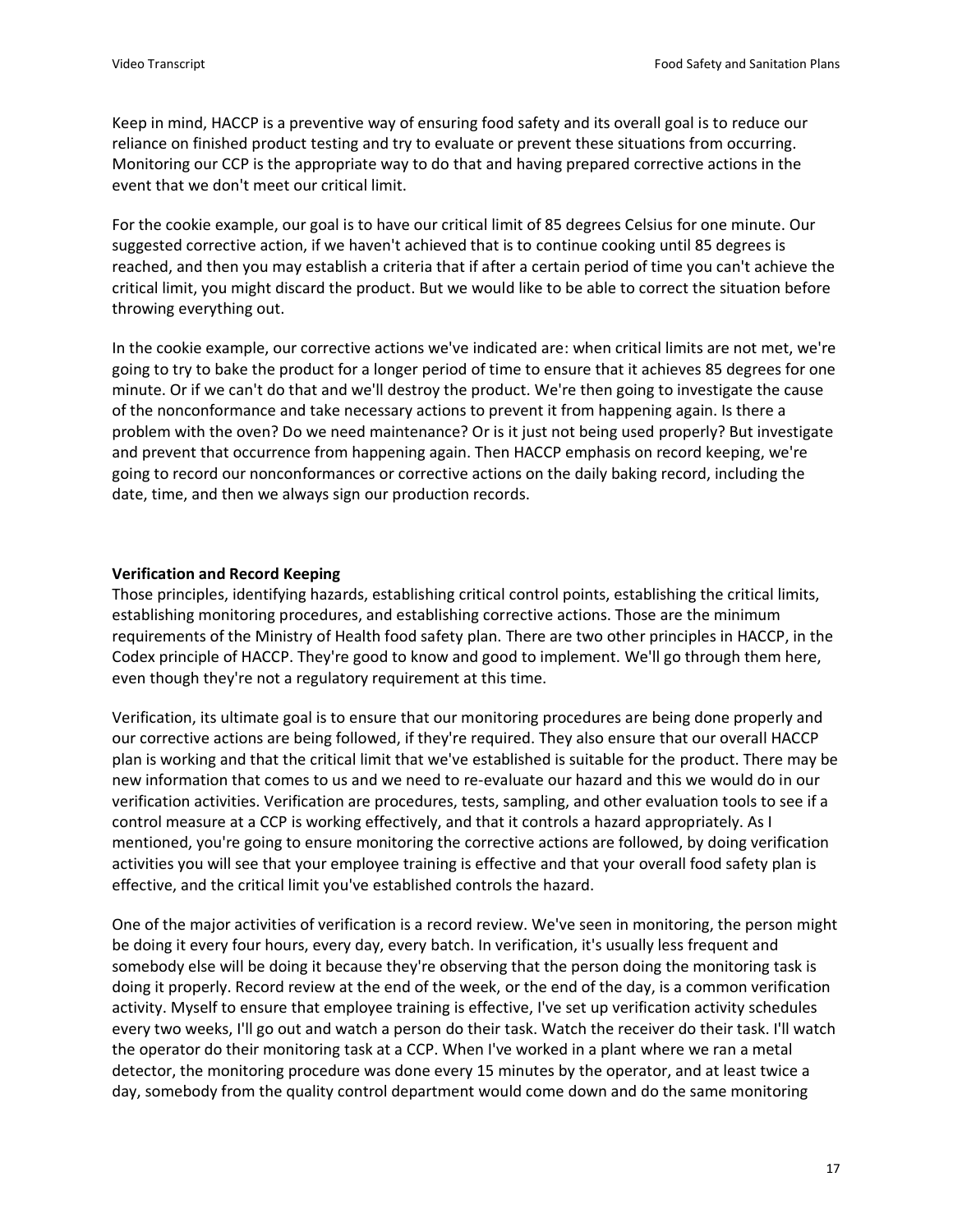Keep in mind, HACCP is a preventive way of ensuring food safety and its overall goal is to reduce our reliance on finished product testing and try to evaluate or prevent these situations from occurring. Monitoring our CCP is the appropriate way to do that and having prepared corrective actions in the event that we don't meet our critical limit.

For the cookie example, our goal is to have our critical limit of 85 degrees Celsius for one minute. Our suggested corrective action, if we haven't achieved that is to continue cooking until 85 degrees is reached, and then you may establish a criteria that if after a certain period of time you can't achieve the critical limit, you might discard the product. But we would like to be able to correct the situation before throwing everything out.

In the cookie example, our corrective actions we've indicated are: when critical limits are not met, we're going to try to bake the product for a longer period of time to ensure that it achieves 85 degrees for one minute. Or if we can't do that and we'll destroy the product. We're then going to investigate the cause of the nonconformance and take necessary actions to prevent it from happening again. Is there a problem with the oven? Do we need maintenance? Or is it just not being used properly? But investigate and prevent that occurrence from happening again. Then HACCP emphasis on record keeping, we're going to record our nonconformances or corrective actions on the daily baking record, including the date, time, and then we always sign our production records.

**Verification and Record Keeping**

Those principles, identifying hazards, establishing critical control points, establishing the critical limits, establishing monitoring procedures, and establishing corrective actions. Those are the minimum requirements of the Ministry of Health food safety plan. There are two other principles in HACCP, in the Codex principle of HACCP. They're good to know and good to implement. We'll go through them here, even though they're not a regulatory requirement at this time.

Verification, its ultimate goal is to ensure that our monitoring procedures are being done properly and our corrective actions are being followed, if they're required. They also ensure that our overall HACCP plan is working and that the critical limit that we've established is suitable for the product. There may be new information that comes to us and we need to re-evaluate our hazard and this we would do in our verification activities. Verification are procedures, tests, sampling, and other evaluation tools to see if a control measure at a CCP is working effectively, and that it controls a hazard appropriately. As I mentioned, you're going to ensure monitoring the corrective actions are followed, by doing verification activities you will see that your employee training is effective and that your overall food safety plan is effective, and the critical limit you've established controls the hazard.

One of the major activities of verification is a record review. We've seen in monitoring, the person might be doing it every four hours, every day, every batch. In verification, it's usually less frequent and somebody else will be doing it because they're observing that the person doing the monitoring task is doing it properly. Record review at the end of the week, or the end of the day, is a common verification activity. Myself to ensure that employee training is effective, I've set up verification activity schedules every two weeks, I'll go out and watch a person do their task. Watch the receiver do their task. I'll watch the operator do their monitoring task at a CCP. When I've worked in a plant where we ran a metal detector, the monitoring procedure was done every 15 minutes by the operator, and at least twice a day, somebody from the quality control department would come down and do the same monitoring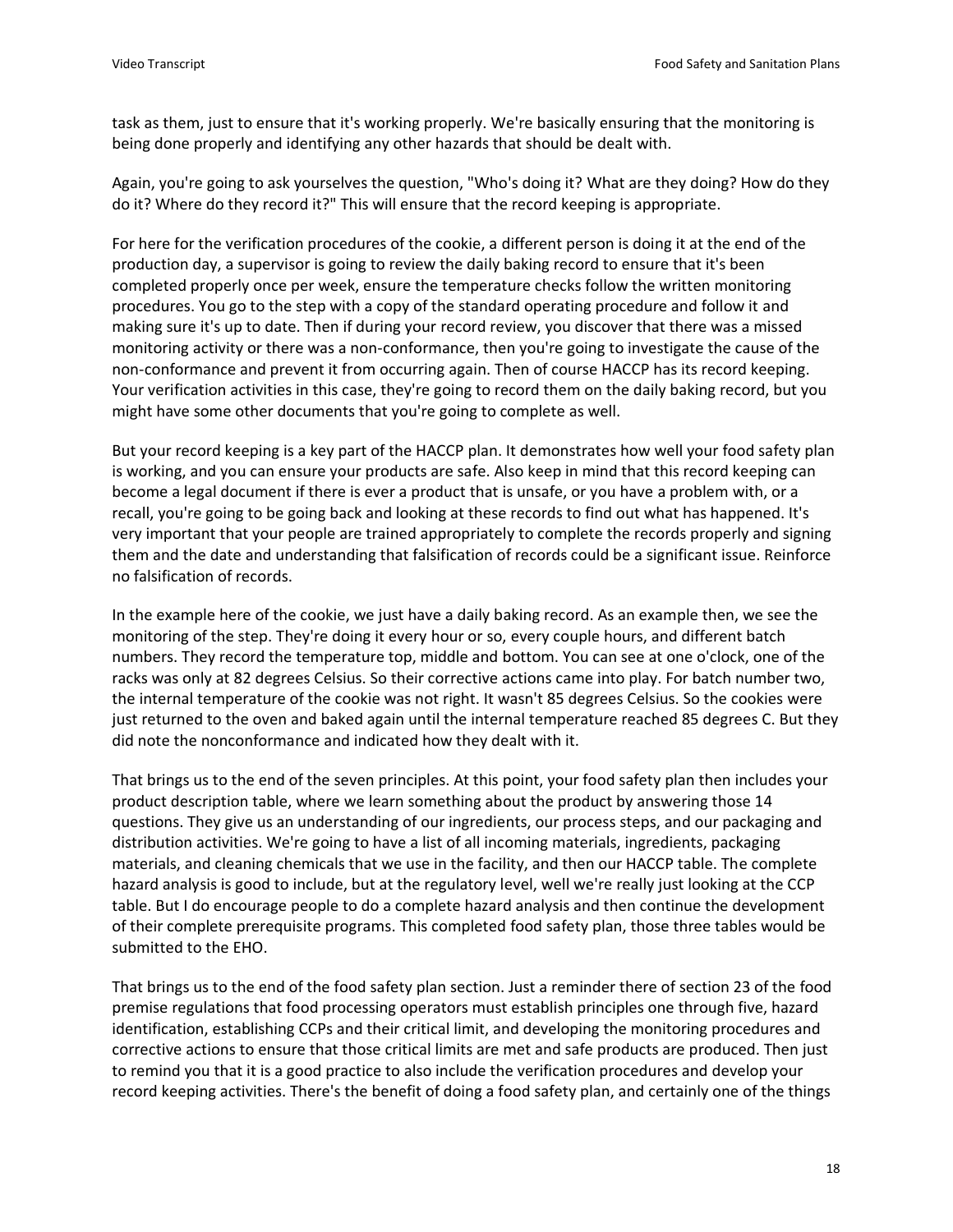task as them, just to ensure that it's working properly. We're basically ensuring that the monitoring is being done properly and identifying any other hazards that should be dealt with.

Again, you're going to ask yourselves the question, "Who's doing it? What are they doing? How do they do it? Where do they record it?" This will ensure that the record keeping is appropriate.

For here for the verification procedures of the cookie, a different person is doing it at the end of the production day, a supervisor is going to review the daily baking record to ensure that it's been completed properly once per week, ensure the temperature checks follow the written monitoring procedures. You go to the step with a copy of the standard operating procedure and follow it and making sure it's up to date. Then if during your record review, you discover that there was a missed monitoring activity or there was a non-conformance, then you're going to investigate the cause of the non-conformance and prevent it from occurring again. Then of course HACCP has its record keeping. Your verification activities in this case, they're going to record them on the daily baking record, but you might have some other documents that you're going to complete as well.

But your record keeping is a key part of the HACCP plan. It demonstrates how well your food safety plan is working, and you can ensure your products are safe. Also keep in mind that this record keeping can become a legal document if there is ever a product that is unsafe, or you have a problem with, or a recall, you're going to be going back and looking at these records to find out what has happened. It's very important that your people are trained appropriately to complete the records properly and signing them and the date and understanding that falsification of records could be a significant issue. Reinforce no falsification of records.

In the example here of the cookie, we just have a daily baking record. As an example then, we see the monitoring of the step. They're doing it every hour or so, every couple hours, and different batch numbers. They record the temperature top, middle and bottom. You can see at one o'clock, one of the racks was only at 82 degrees Celsius. So their corrective actions came into play. For batch number two, the internal temperature of the cookie was not right. It wasn't 85 degrees Celsius. So the cookies were just returned to the oven and baked again until the internal temperature reached 85 degrees C. But they did note the nonconformance and indicated how they dealt with it.

That brings us to the end of the seven principles. At this point, your food safety plan then includes your product description table, where we learn something about the product by answering those 14 questions. They give us an understanding of our ingredients, our process steps, and our packaging and distribution activities. We're going to have a list of all incoming materials, ingredients, packaging materials, and cleaning chemicals that we use in the facility, and then our HACCP table. The complete hazard analysis is good to include, but at the regulatory level, well we're really just looking at the CCP table. But I do encourage people to do a complete hazard analysis and then continue the development of their complete prerequisite programs. This completed food safety plan, those three tables would be submitted to the EHO.

That brings us to the end of the food safety plan section. Just a reminder there of section 23 of the food premise regulations that food processing operators must establish principles one through five, hazard identification, establishing CCPs and their critical limit, and developing the monitoring procedures and corrective actions to ensure that those critical limits are met and safe products are produced. Then just to remind you that it is a good practice to also include the verification procedures and develop your record keeping activities. There's the benefit of doing a food safety plan, and certainly one of the things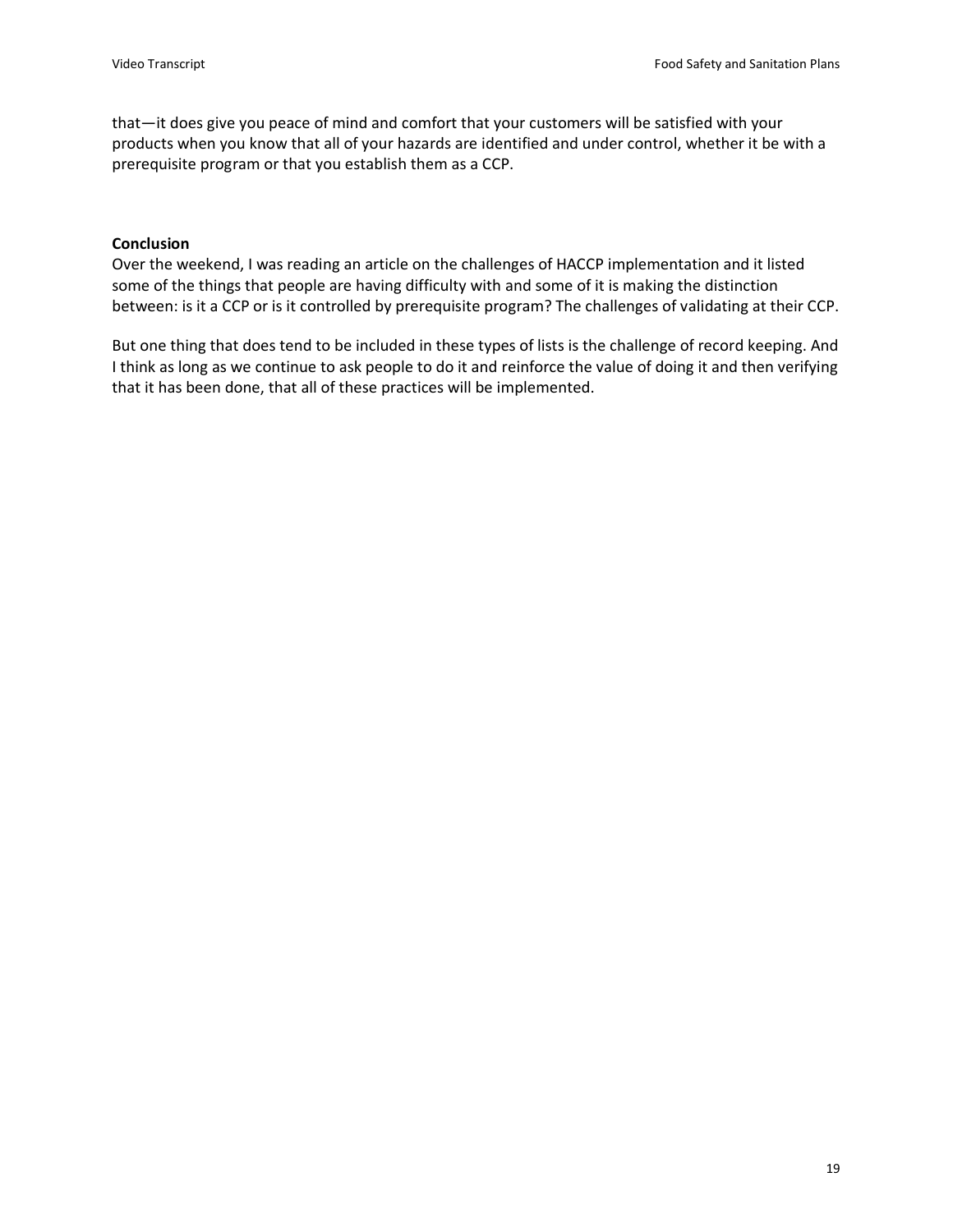that—it does give you peace of mind and comfort that your customers will be satisfied with your products when you know that all of your hazards are identified and under control, whether it be with a prerequisite program or that you establish them as a CCP.

**Conclusion**

Over the weekend, I was reading an article on the challenges of HACCP implementation and it listed some of the things that people are having difficulty with and some of it is making the distinction between: is it a CCP or is it controlled by prerequisite program? The challenges of validating at their CCP.

But one thing that does tend to be included in these types of lists is the challenge of record keeping. And I think as long as we continue to ask people to do it and reinforce the value of doing it and then verifying that it has been done, that all of these practices will be implemented.